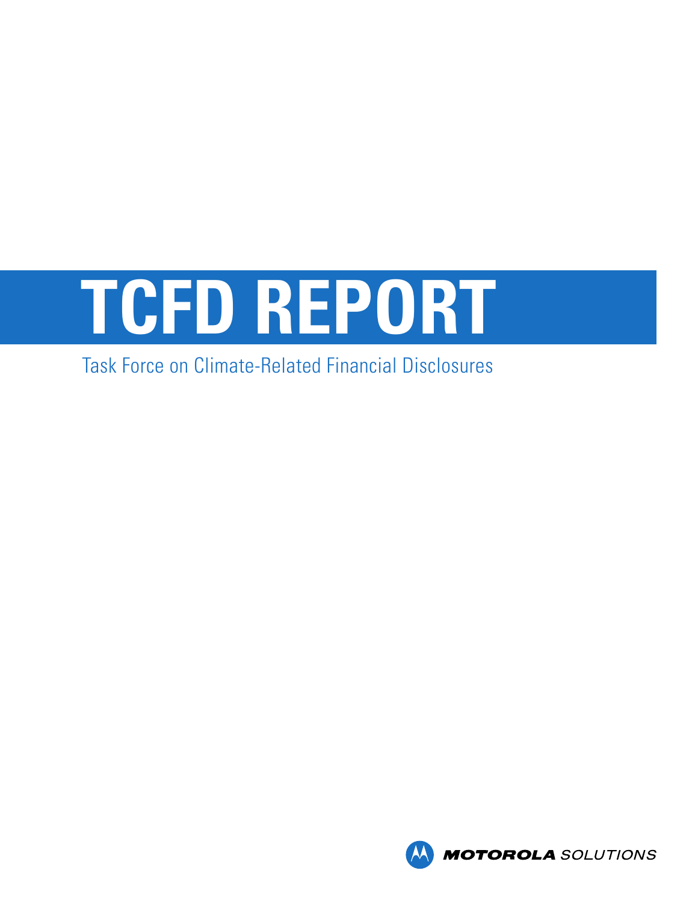# TCFD REPORT

Task Force on Climate-Related Financial Disclosures

MOTOROLA SOLUTIONS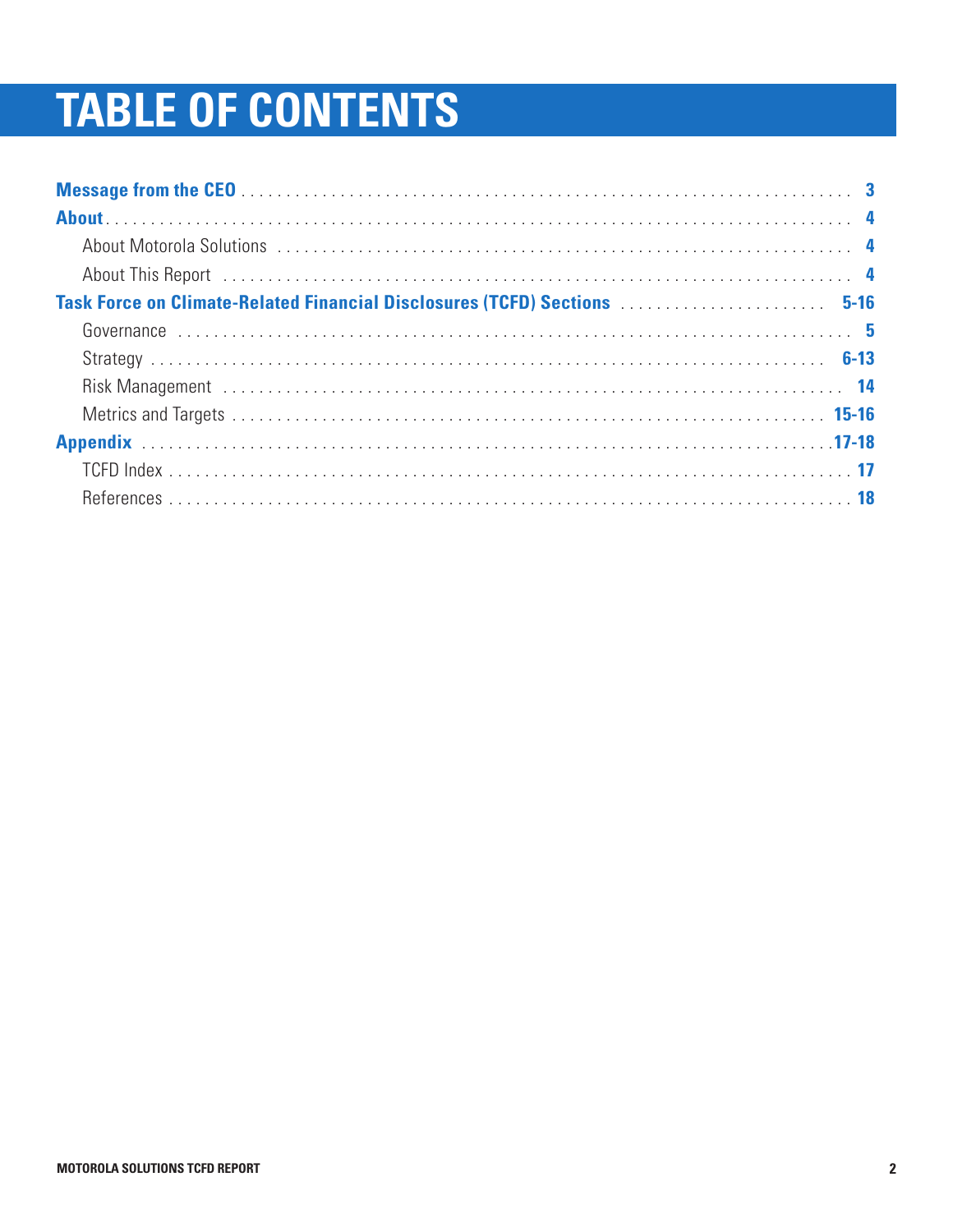# TABLE OF CONTENTS

**Message from the CEO** . . . . . . . . . . **3**

**About** . . . . . . . . . . **4**

- About Motorola Solutions . . . . . . . . . . **4**
- About This Report . . . . . . . . . . **4**

**Task Force on Climate-Related Financial Disclosures (TCFD) Sections** . . . . . . . . . . **5-16**

- Governance . . . . . . . . . . **5**
- Strategy . . . . . . . . . . **6-13**
- Risk Management . . . . . . . . . . **14**
- Metrics and Targets . . . . . . . . . . **15-16**

**Appendix** . . . . . . . . . . **17-18**

- TCFD Index . . . . . . . . . . **17**
- References . . . . . . . . . . **18**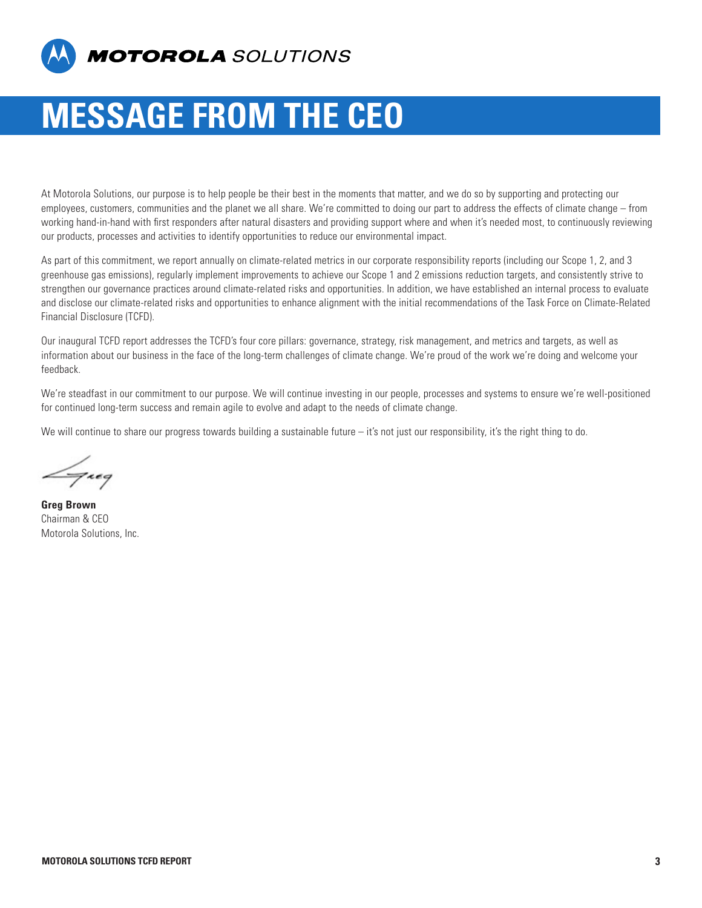# MESSAGE FROM THE CEO

At Motorola Solutions, our purpose is to help people be their best in the moments that matter, and we do so by supporting and protecting our employees, customers, communities and the planet we all share. We're committed to doing our part to address the effects of climate change – from working hand-in-hand with first responders after natural disasters and providing support where and when it's needed most, to continuously reviewing our products, processes and activities to identify opportunities to reduce our environmental impact.

As part of this commitment, we report annually on climate-related metrics in our corporate responsibility reports (including our Scope 1, 2, and 3 greenhouse gas emissions), regularly implement improvements to achieve our Scope 1 and 2 emissions reduction targets, and consistently strive to strengthen our governance practices around climate-related risks and opportunities. In addition, we have established an internal process to evaluate and disclose our climate-related risks and opportunities to enhance alignment with the initial recommendations of the Task Force on Climate-Related Financial Disclosure (TCFD).

Our inaugural TCFD report addresses the TCFD's four core pillars: governance, strategy, risk management, and metrics and targets, as well as information about our business in the face of the long-term challenges of climate change. We're proud of the work we're doing and welcome your feedback.

We're steadfast in our commitment to our purpose. We will continue investing in our people, processes and systems to ensure we're well-positioned for continued long-term success and remain agile to evolve and adapt to the needs of climate change.

We will continue to share our progress towards building a sustainable future – it's not just our responsibility, it's the right thing to do.

**Greg Brown**
Chairman & CEO
Motorola Solutions, Inc.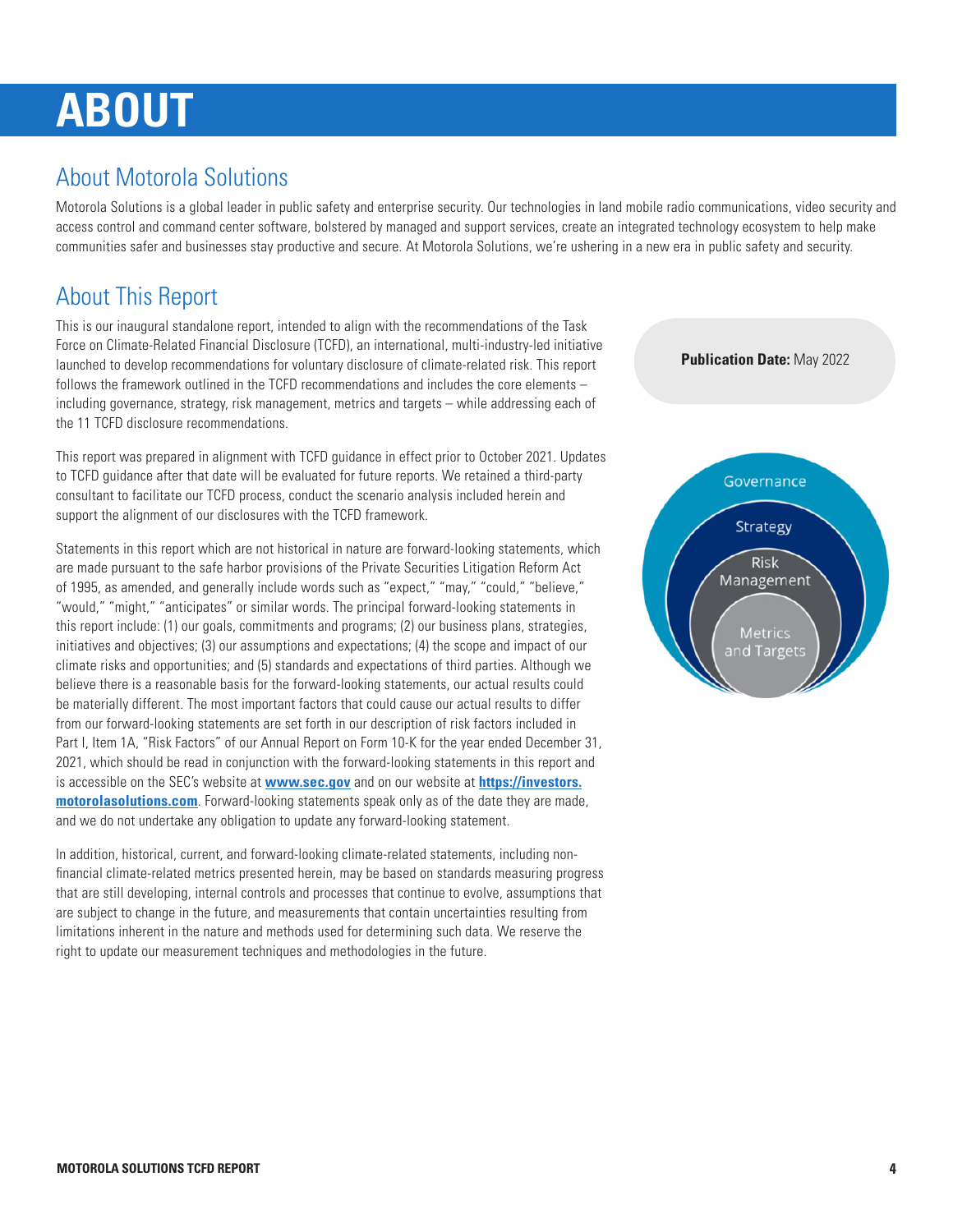# ABOUT

## About Motorola Solutions

Motorola Solutions is a global leader in public safety and enterprise security. Our technologies in land mobile radio communications, video security and access control and command center software, bolstered by managed and support services, create an integrated technology ecosystem to help make communities safer and businesses stay productive and secure. At Motorola Solutions, we're ushering in a new era in public safety and security.

## About This Report

This is our inaugural standalone report, intended to align with the recommendations of the Task Force on Climate-Related Financial Disclosure (TCFD), an international, multi-industry-led initiative launched to develop recommendations for voluntary disclosure of climate-related risk. This report follows the framework outlined in the TCFD recommendations and includes the core elements – including governance, strategy, risk management, metrics and targets – while addressing each of the 11 TCFD disclosure recommendations.

**Publication Date:** May 2022

This report was prepared in alignment with TCFD guidance in effect prior to October 2021. Updates to TCFD guidance after that date will be evaluated for future reports. We retained a third-party consultant to facilitate our TCFD process, conduct the scenario analysis included herein and support the alignment of our disclosures with the TCFD framework.

Statements in this report which are not historical in nature are forward-looking statements, which are made pursuant to the safe harbor provisions of the Private Securities Litigation Reform Act of 1995, as amended, and generally include words such as "expect," "may," "could," "believe," "would," "might," "anticipates" or similar words. The principal forward-looking statements in this report include: (1) our goals, commitments and programs; (2) our business plans, strategies, initiatives and objectives; (3) our assumptions and expectations; (4) the scope and impact of our climate risks and opportunities; and (5) standards and expectations of third parties. Although we believe there is a reasonable basis for the forward-looking statements, our actual results could be materially different. The most important factors that could cause our actual results to differ from our forward-looking statements are set forth in our description of risk factors included in Part I, Item 1A, "Risk Factors" of our Annual Report on Form 10-K for the year ended December 31, 2021, which should be read in conjunction with the forward-looking statements in this report and is accessible on the SEC's website at **www.sec.gov** and on our website at **https://investors.motorolasolutions.com**. Forward-looking statements speak only as of the date they are made, and we do not undertake any obligation to update any forward-looking statement.

In addition, historical, current, and forward-looking climate-related statements, including non-financial climate-related metrics presented herein, may be based on standards measuring progress that are still developing, internal controls and processes that continue to evolve, assumptions that are subject to change in the future, and measurements that contain uncertainties resulting from limitations inherent in the nature and methods used for determining such data. We reserve the right to update our measurement techniques and methodologies in the future.

Governance
Strategy
Risk Management
Metrics and Targets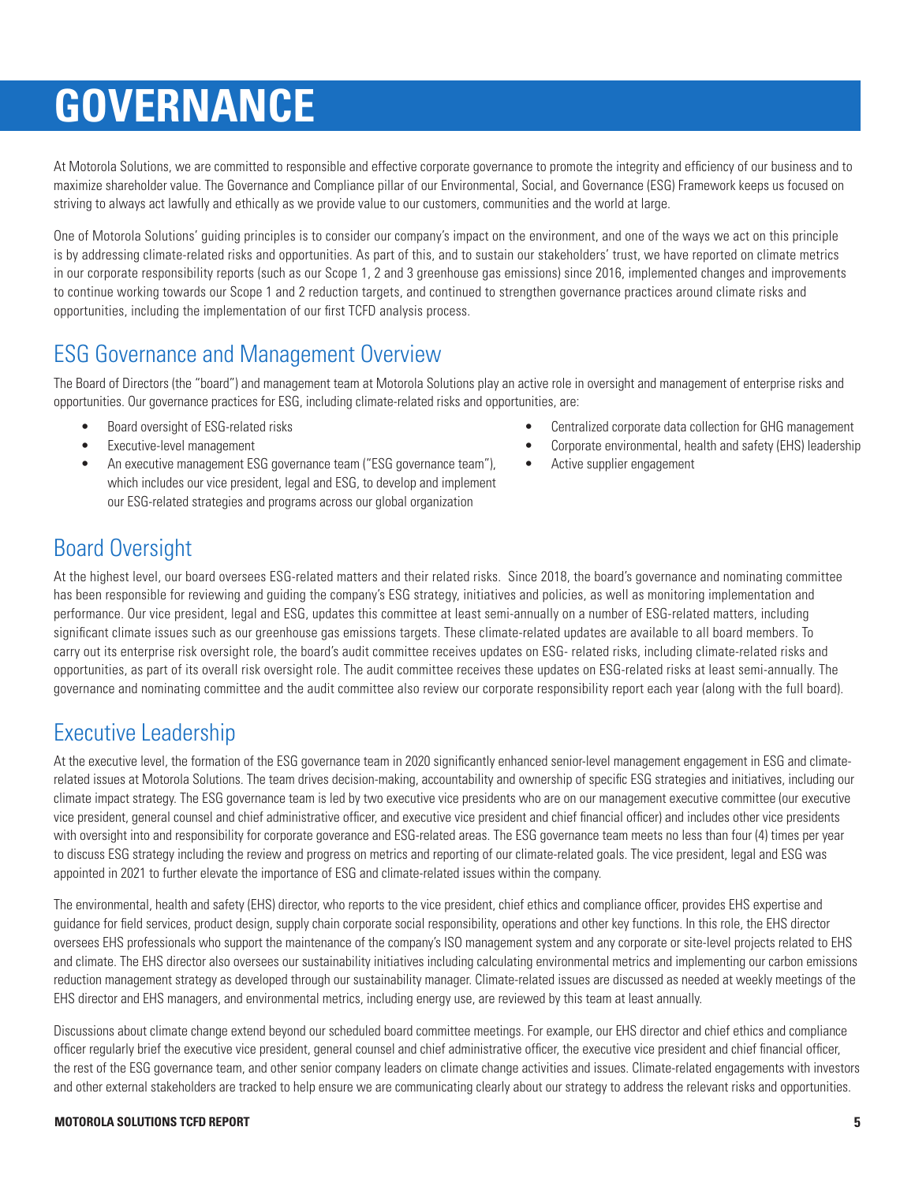# GOVERNANCE

At Motorola Solutions, we are committed to responsible and effective corporate governance to promote the integrity and efficiency of our business and to maximize shareholder value. The Governance and Compliance pillar of our Environmental, Social, and Governance (ESG) Framework keeps us focused on striving to always act lawfully and ethically as we provide value to our customers, communities and the world at large.

One of Motorola Solutions' guiding principles is to consider our company's impact on the environment, and one of the ways we act on this principle is by addressing climate-related risks and opportunities. As part of this, and to sustain our stakeholders' trust, we have reported on climate metrics in our corporate responsibility reports (such as our Scope 1, 2 and 3 greenhouse gas emissions) since 2016, implemented changes and improvements to continue working towards our Scope 1 and 2 reduction targets, and continued to strengthen governance practices around climate risks and opportunities, including the implementation of our first TCFD analysis process.

## ESG Governance and Management Overview

The Board of Directors (the "board") and management team at Motorola Solutions play an active role in oversight and management of enterprise risks and opportunities. Our governance practices for ESG, including climate-related risks and opportunities, are:

- Board oversight of ESG-related risks
- Executive-level management
- An executive management ESG governance team ("ESG governance team"), which includes our vice president, legal and ESG, to develop and implement our ESG-related strategies and programs across our global organization
- Centralized corporate data collection for GHG management
- Corporate environmental, health and safety (EHS) leadership
- Active supplier engagement

## Board Oversight

At the highest level, our board oversees ESG-related matters and their related risks. Since 2018, the board's governance and nominating committee has been responsible for reviewing and guiding the company's ESG strategy, initiatives and policies, as well as monitoring implementation and performance. Our vice president, legal and ESG, updates this committee at least semi-annually on a number of ESG-related matters, including significant climate issues such as our greenhouse gas emissions targets. These climate-related updates are available to all board members. To carry out its enterprise risk oversight role, the board's audit committee receives updates on ESG- related risks, including climate-related risks and opportunities, as part of its overall risk oversight role. The audit committee receives these updates on ESG-related risks at least semi-annually. The governance and nominating committee and the audit committee also review our corporate responsibility report each year (along with the full board).

## Executive Leadership

At the executive level, the formation of the ESG governance team in 2020 significantly enhanced senior-level management engagement in ESG and climate-related issues at Motorola Solutions. The team drives decision-making, accountability and ownership of specific ESG strategies and initiatives, including our climate impact strategy. The ESG governance team is led by two executive vice presidents who are on our management executive committee (our executive vice president, general counsel and chief administrative officer, and executive vice president and chief financial officer) and includes other vice presidents with oversight into and responsibility for corporate goverance and ESG-related areas. The ESG governance team meets no less than four (4) times per year to discuss ESG strategy including the review and progress on metrics and reporting of our climate-related goals. The vice president, legal and ESG was appointed in 2021 to further elevate the importance of ESG and climate-related issues within the company.

The environmental, health and safety (EHS) director, who reports to the vice president, chief ethics and compliance officer, provides EHS expertise and guidance for field services, product design, supply chain corporate social responsibility, operations and other key functions. In this role, the EHS director oversees EHS professionals who support the maintenance of the company's ISO management system and any corporate or site-level projects related to EHS and climate. The EHS director also oversees our sustainability initiatives including calculating environmental metrics and implementing our carbon emissions reduction management strategy as developed through our sustainability manager. Climate-related issues are discussed as needed at weekly meetings of the EHS director and EHS managers, and environmental metrics, including energy use, are reviewed by this team at least annually.

Discussions about climate change extend beyond our scheduled board committee meetings. For example, our EHS director and chief ethics and compliance officer regularly brief the executive vice president, general counsel and chief administrative officer, the executive vice president and chief financial officer, the rest of the ESG governance team, and other senior company leaders on climate change activities and issues. Climate-related engagements with investors and other external stakeholders are tracked to help ensure we are communicating clearly about our strategy to address the relevant risks and opportunities.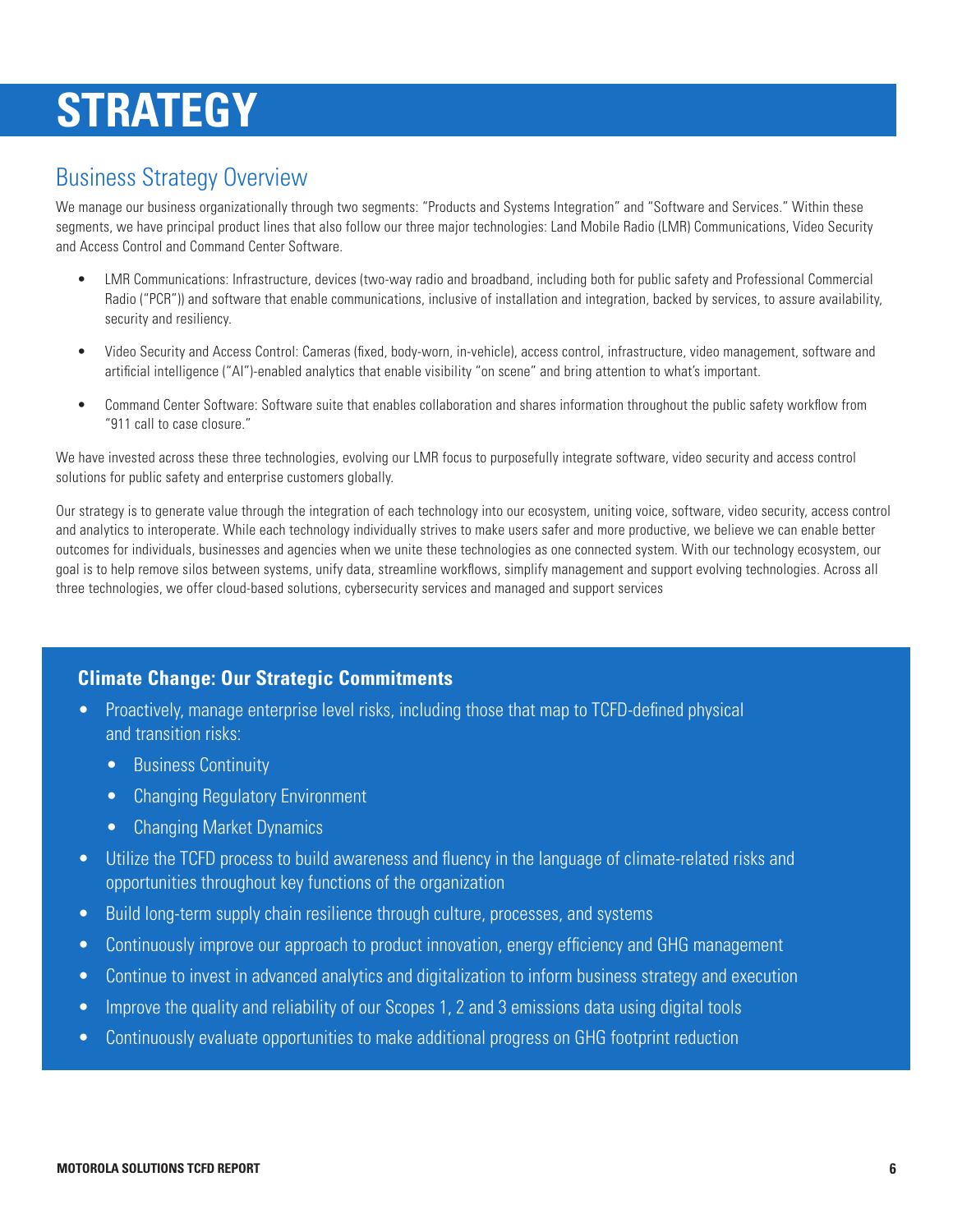# STRATEGY

## Business Strategy Overview

We manage our business organizationally through two segments: "Products and Systems Integration" and "Software and Services." Within these segments, we have principal product lines that also follow our three major technologies: Land Mobile Radio (LMR) Communications, Video Security and Access Control and Command Center Software.

- LMR Communications: Infrastructure, devices (two-way radio and broadband, including both for public safety and Professional Commercial Radio ("PCR")) and software that enable communications, inclusive of installation and integration, backed by services, to assure availability, security and resiliency.
- Video Security and Access Control: Cameras (fixed, body-worn, in-vehicle), access control, infrastructure, video management, software and artificial intelligence ("AI")-enabled analytics that enable visibility "on scene" and bring attention to what's important.
- Command Center Software: Software suite that enables collaboration and shares information throughout the public safety workflow from "911 call to case closure."

We have invested across these three technologies, evolving our LMR focus to purposefully integrate software, video security and access control solutions for public safety and enterprise customers globally.

Our strategy is to generate value through the integration of each technology into our ecosystem, uniting voice, software, video security, access control and analytics to interoperate. While each technology individually strives to make users safer and more productive, we believe we can enable better outcomes for individuals, businesses and agencies when we unite these technologies as one connected system. With our technology ecosystem, our goal is to help remove silos between systems, unify data, streamline workflows, simplify management and support evolving technologies. Across all three technologies, we offer cloud-based solutions, cybersecurity services and managed and support services

### Climate Change: Our Strategic Commitments

- Proactively, manage enterprise level risks, including those that map to TCFD-defined physical and transition risks:
  - Business Continuity
  - Changing Regulatory Environment
  - Changing Market Dynamics
- Utilize the TCFD process to build awareness and fluency in the language of climate-related risks and opportunities throughout key functions of the organization
- Build long-term supply chain resilience through culture, processes, and systems
- Continuously improve our approach to product innovation, energy efficiency and GHG management
- Continue to invest in advanced analytics and digitalization to inform business strategy and execution
- Improve the quality and reliability of our Scopes 1, 2 and 3 emissions data using digital tools
- Continuously evaluate opportunities to make additional progress on GHG footprint reduction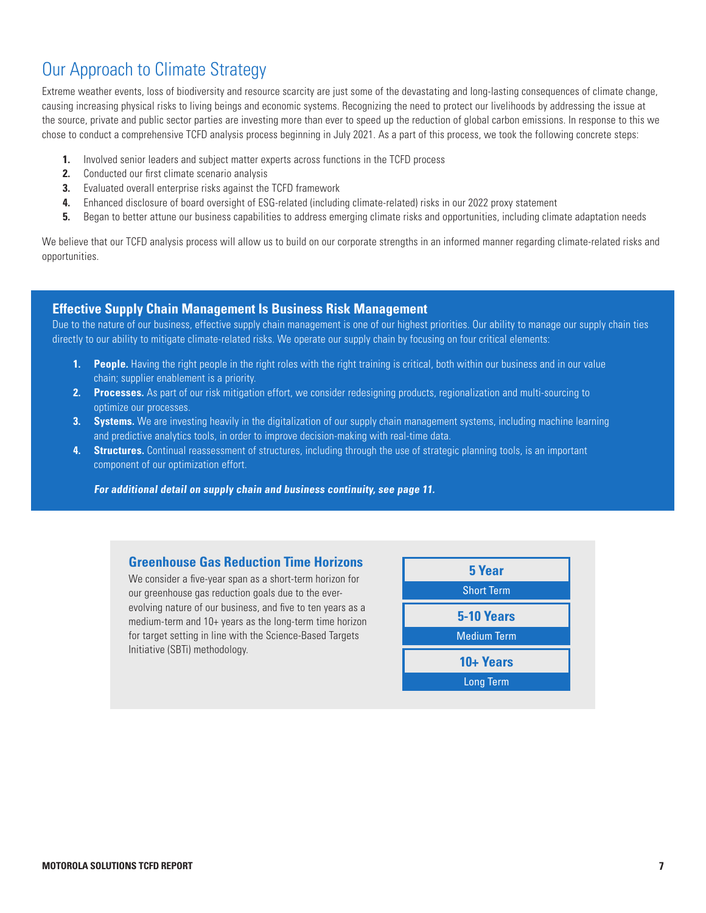# Our Approach to Climate Strategy

Extreme weather events, loss of biodiversity and resource scarcity are just some of the devastating and long-lasting consequences of climate change, causing increasing physical risks to living beings and economic systems. Recognizing the need to protect our livelihoods by addressing the issue at the source, private and public sector parties are investing more than ever to speed up the reduction of global carbon emissions. In response to this we chose to conduct a comprehensive TCFD analysis process beginning in July 2021. As a part of this process, we took the following concrete steps:

1. Involved senior leaders and subject matter experts across functions in the TCFD process
2. Conducted our first climate scenario analysis
3. Evaluated overall enterprise risks against the TCFD framework
4. Enhanced disclosure of board oversight of ESG-related (including climate-related) risks in our 2022 proxy statement
5. Began to better attune our business capabilities to address emerging climate risks and opportunities, including climate adaptation needs

We believe that our TCFD analysis process will allow us to build on our corporate strengths in an informed manner regarding climate-related risks and opportunities.

## Effective Supply Chain Management Is Business Risk Management

Due to the nature of our business, effective supply chain management is one of our highest priorities. Our ability to manage our supply chain ties directly to our ability to mitigate climate-related risks. We operate our supply chain by focusing on four critical elements:

1. **People.** Having the right people in the right roles with the right training is critical, both within our business and in our value chain; supplier enablement is a priority.
2. **Processes.** As part of our risk mitigation effort, we consider redesigning products, regionalization and multi-sourcing to optimize our processes.
3. **Systems.** We are investing heavily in the digitalization of our supply chain management systems, including machine learning and predictive analytics tools, in order to improve decision-making with real-time data.
4. **Structures.** Continual reassessment of structures, including through the use of strategic planning tools, is an important component of our optimization effort.

***For additional detail on supply chain and business continuity, see page 11.***

## Greenhouse Gas Reduction Time Horizons

We consider a five-year span as a short-term horizon for our greenhouse gas reduction goals due to the ever-evolving nature of our business, and five to ten years as a medium-term and 10+ years as the long-term time horizon for target setting in line with the Science-Based Targets Initiative (SBTi) methodology.

| Horizon | Term |
| --- | --- |
| **5 Year** | Short Term |
| **5-10 Years** | Medium Term |
| **10+ Years** | Long Term |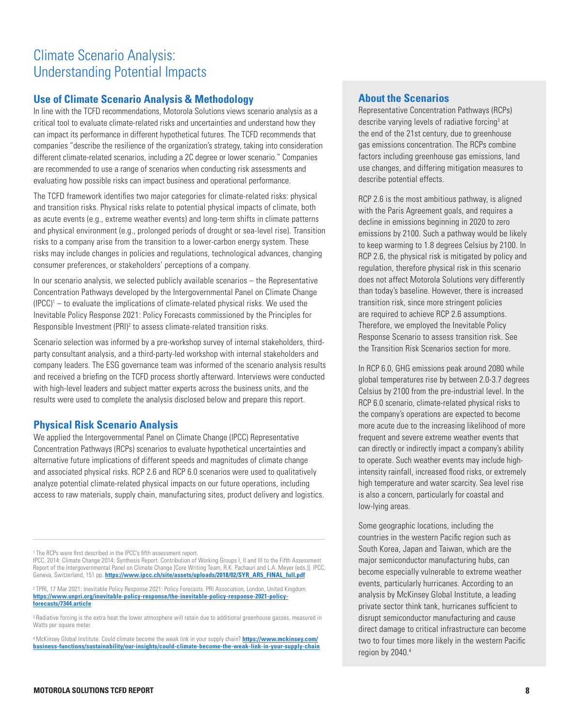# Climate Scenario Analysis: Understanding Potential Impacts

## Use of Climate Scenario Analysis & Methodology

In line with the TCFD recommendations, Motorola Solutions views scenario analysis as a critical tool to evaluate climate-related risks and uncertainties and understand how they can impact its performance in different hypothetical futures. The TCFD recommends that companies "describe the resilience of the organization's strategy, taking into consideration different climate-related scenarios, including a 2C degree or lower scenario." Companies are recommended to use a range of scenarios when conducting risk assessments and evaluating how possible risks can impact business and operational performance.

The TCFD framework identifies two major categories for climate-related risks: physical and transition risks. Physical risks relate to potential physical impacts of climate, both as acute events (e.g., extreme weather events) and long-term shifts in climate patterns and physical environment (e.g., prolonged periods of drought or sea-level rise). Transition risks to a company arise from the transition to a lower-carbon energy system. These risks may include changes in policies and regulations, technological advances, changing consumer preferences, or stakeholders' perceptions of a company.

In our scenario analysis, we selected publicly available scenarios – the Representative Concentration Pathways developed by the Intergovernmental Panel on Climate Change (IPCC)[1] – to evaluate the implications of climate-related physical risks. We used the Inevitable Policy Response 2021: Policy Forecasts commissioned by the Principles for Responsible Investment (PRI)[2] to assess climate-related transition risks.

Scenario selection was informed by a pre-workshop survey of internal stakeholders, third-party consultant analysis, and a third-party-led workshop with internal stakeholders and company leaders. The ESG governance team was informed of the scenario analysis results and received a briefing on the TCFD process shortly afterward. Interviews were conducted with high-level leaders and subject matter experts across the business units, and the results were used to complete the analysis disclosed below and prepare this report.

## Physical Risk Scenario Analysis

We applied the Intergovernmental Panel on Climate Change (IPCC) Representative Concentration Pathways (RCPs) scenarios to evaluate hypothetical uncertainties and alternative future implications of different speeds and magnitudes of climate change and associated physical risks. RCP 2.6 and RCP 6.0 scenarios were used to qualitatively analyze potential climate-related physical impacts on our future operations, including access to raw materials, supply chain, manufacturing sites, product delivery and logistics.

## About the Scenarios

Representative Concentration Pathways (RCPs) describe varying levels of radiative forcing[3] at the end of the 21st century, due to greenhouse gas emissions concentration. The RCPs combine factors including greenhouse gas emissions, land use changes, and differing mitigation measures to describe potential effects.

RCP 2.6 is the most ambitious pathway, is aligned with the Paris Agreement goals, and requires a decline in emissions beginning in 2020 to zero emissions by 2100. Such a pathway would be likely to keep warming to 1.8 degrees Celsius by 2100. In RCP 2.6, the physical risk is mitigated by policy and regulation, therefore physical risk in this scenario does not affect Motorola Solutions very differently than today's baseline. However, there is increased transition risk, since more stringent policies are required to achieve RCP 2.6 assumptions. Therefore, we employed the Inevitable Policy Response Scenario to assess transition risk. See the Transition Risk Scenarios section for more.

In RCP 6.0, GHG emissions peak around 2080 while global temperatures rise by between 2.0-3.7 degrees Celsius by 2100 from the pre-industrial level. In the RCP 6.0 scenario, climate-related physical risks to the company's operations are expected to become more acute due to the increasing likelihood of more frequent and severe extreme weather events that can directly or indirectly impact a company's ability to operate. Such weather events may include high-intensity rainfall, increased flood risks, or extremely high temperature and water scarcity. Sea level rise is also a concern, particularly for coastal and low-lying areas.

Some geographic locations, including the countries in the western Pacific region such as South Korea, Japan and Taiwan, which are the major semiconductor manufacturing hubs, can become especially vulnerable to extreme weather events, particularly hurricanes. According to an analysis by McKinsey Global Institute, a leading private sector think tank, hurricanes sufficient to disrupt semiconductor manufacturing and cause direct damage to critical infrastructure can become two to four times more likely in the western Pacific region by 2040.[4]

---

[1] The RCPs were first described in the IPCC's fifth assessment report. IPCC, 2014: Climate Change 2014: Synthesis Report. Contribution of Working Groups I, II and III to the Fifth Assessment Report of the Intergovernmental Panel on Climate Change [Core Writing Team, R.K. Pachauri and L.A. Meyer (eds.)]. IPCC, Geneva, Switzerland, 151 pp. **https://www.ipcc.ch/site/assets/uploads/2018/02/SYR_AR5_FINAL_full.pdf**

[2] TPRI, 17 Mar 2021: Inevitable Policy Response 2021: Policy Forecasts. PRI Association, London, United Kingdom. **https://www.unpri.org/inevitable-policy-response/the-inevitable-policy-response-2021-policy-forecasts/7344.article**

[3] Radiative forcing is the extra heat the lower atmosphere will retain due to additional greenhouse gasses, measured in Watts per square meter.

[4] McKinsey Global Institute. Could climate become the weak link in your supply chain? **https://www.mckinsey.com/business-functions/sustainability/our-insights/could-climate-become-the-weak-link-in-your-supply-chain**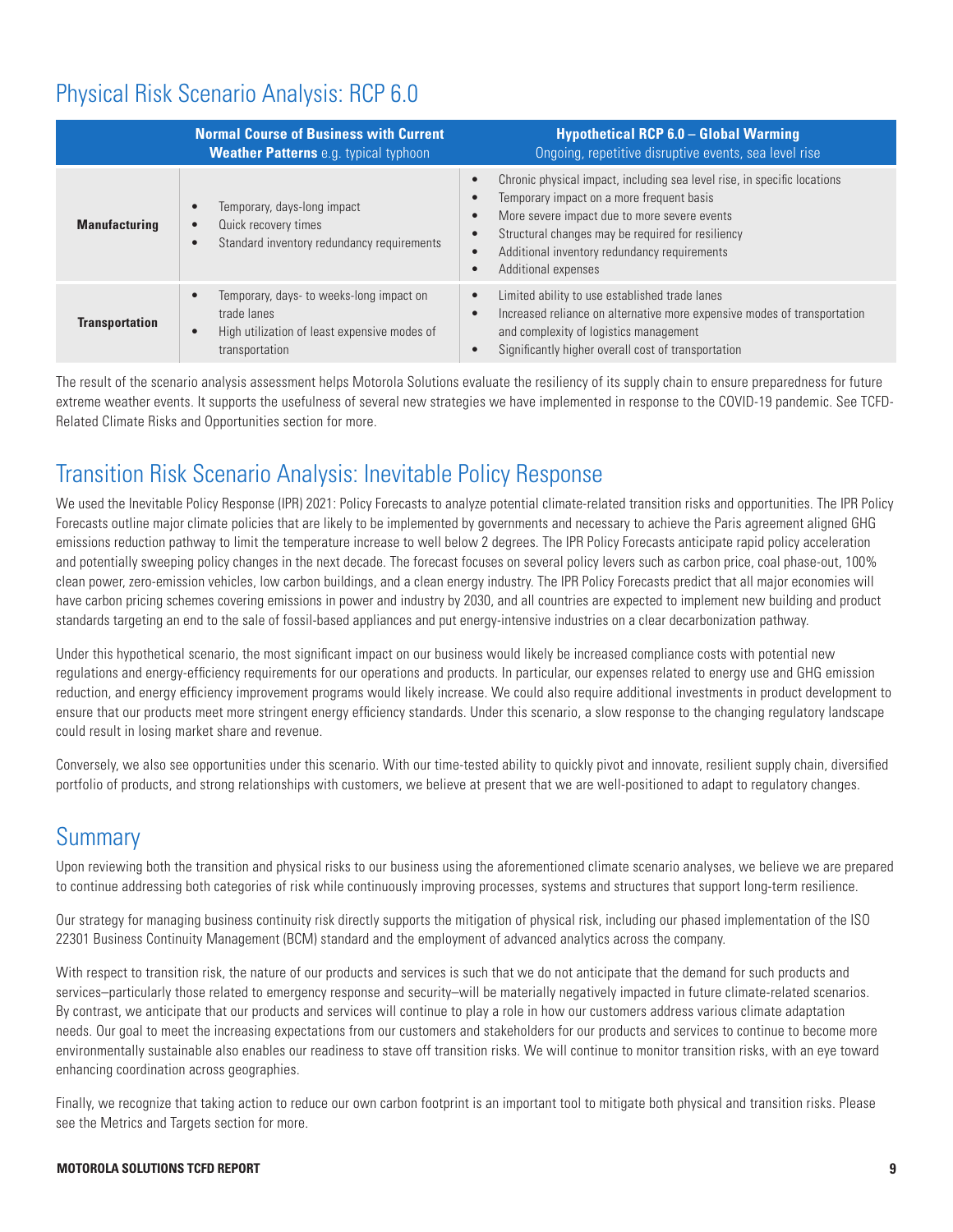## Physical Risk Scenario Analysis: RCP 6.0

| | **Normal Course of Business with Current Weather Patterns** e.g. typical typhoon | **Hypothetical RCP 6.0 – Global Warming** Ongoing, repetitive disruptive events, sea level rise |
|---|---|---|
| **Manufacturing** | • Temporary, days-long impact<br>• Quick recovery times<br>• Standard inventory redundancy requirements | • Chronic physical impact, including sea level rise, in specific locations<br>• Temporary impact on a more frequent basis<br>• More severe impact due to more severe events<br>• Structural changes may be required for resiliency<br>• Additional inventory redundancy requirements<br>• Additional expenses |
| **Transportation** | • Temporary, days- to weeks-long impact on trade lanes<br>• High utilization of least expensive modes of transportation | • Limited ability to use established trade lanes<br>• Increased reliance on alternative more expensive modes of transportation and complexity of logistics management<br>• Significantly higher overall cost of transportation |

The result of the scenario analysis assessment helps Motorola Solutions evaluate the resiliency of its supply chain to ensure preparedness for future extreme weather events. It supports the usefulness of several new strategies we have implemented in response to the COVID-19 pandemic. See TCFD-Related Climate Risks and Opportunities section for more.

## Transition Risk Scenario Analysis: Inevitable Policy Response

We used the Inevitable Policy Response (IPR) 2021: Policy Forecasts to analyze potential climate-related transition risks and opportunities. The IPR Policy Forecasts outline major climate policies that are likely to be implemented by governments and necessary to achieve the Paris agreement aligned GHG emissions reduction pathway to limit the temperature increase to well below 2 degrees. The IPR Policy Forecasts anticipate rapid policy acceleration and potentially sweeping policy changes in the next decade. The forecast focuses on several policy levers such as carbon price, coal phase-out, 100% clean power, zero-emission vehicles, low carbon buildings, and a clean energy industry. The IPR Policy Forecasts predict that all major economies will have carbon pricing schemes covering emissions in power and industry by 2030, and all countries are expected to implement new building and product standards targeting an end to the sale of fossil-based appliances and put energy-intensive industries on a clear decarbonization pathway.

Under this hypothetical scenario, the most significant impact on our business would likely be increased compliance costs with potential new regulations and energy-efficiency requirements for our operations and products. In particular, our expenses related to energy use and GHG emission reduction, and energy efficiency improvement programs would likely increase. We could also require additional investments in product development to ensure that our products meet more stringent energy efficiency standards. Under this scenario, a slow response to the changing regulatory landscape could result in losing market share and revenue.

Conversely, we also see opportunities under this scenario. With our time-tested ability to quickly pivot and innovate, resilient supply chain, diversified portfolio of products, and strong relationships with customers, we believe at present that we are well-positioned to adapt to regulatory changes.

## Summary

Upon reviewing both the transition and physical risks to our business using the aforementioned climate scenario analyses, we believe we are prepared to continue addressing both categories of risk while continuously improving processes, systems and structures that support long-term resilience.

Our strategy for managing business continuity risk directly supports the mitigation of physical risk, including our phased implementation of the ISO 22301 Business Continuity Management (BCM) standard and the employment of advanced analytics across the company.

With respect to transition risk, the nature of our products and services is such that we do not anticipate that the demand for such products and services–particularly those related to emergency response and security–will be materially negatively impacted in future climate-related scenarios. By contrast, we anticipate that our products and services will continue to play a role in how our customers address various climate adaptation needs. Our goal to meet the increasing expectations from our customers and stakeholders for our products and services to continue to become more environmentally sustainable also enables our readiness to stave off transition risks. We will continue to monitor transition risks, with an eye toward enhancing coordination across geographies.

Finally, we recognize that taking action to reduce our own carbon footprint is an important tool to mitigate both physical and transition risks. Please see the Metrics and Targets section for more.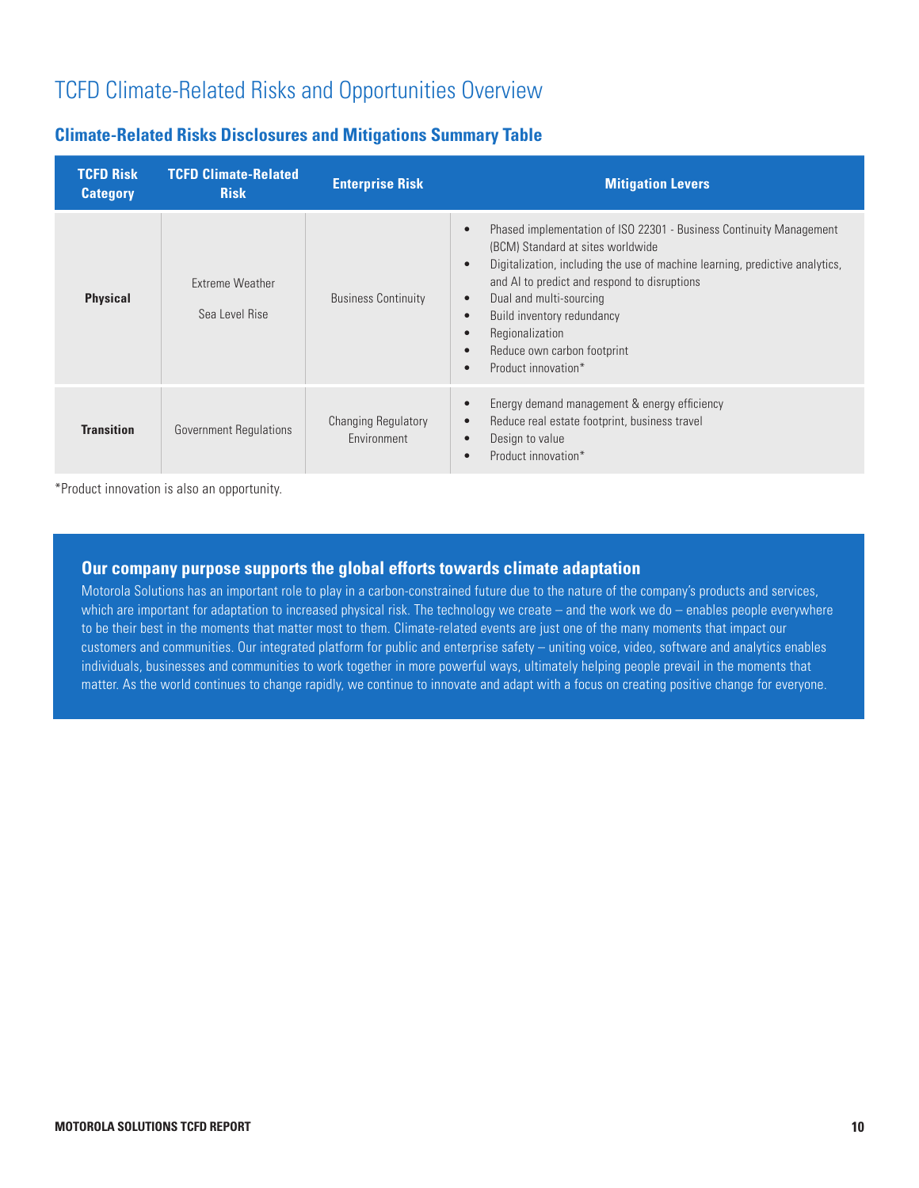# TCFD Climate-Related Risks and Opportunities Overview

## Climate-Related Risks Disclosures and Mitigations Summary Table

| TCFD Risk Category | TCFD Climate-Related Risk | Enterprise Risk | Mitigation Levers |
|---|---|---|---|
| **Physical** | Extreme Weather<br><br>Sea Level Rise | Business Continuity | • Phased implementation of ISO 22301 - Business Continuity Management (BCM) Standard at sites worldwide<br>• Digitalization, including the use of machine learning, predictive analytics, and AI to predict and respond to disruptions<br>• Dual and multi-sourcing<br>• Build inventory redundancy<br>• Regionalization<br>• Reduce own carbon footprint<br>• Product innovation* |
| **Transition** | Government Regulations | Changing Regulatory Environment | • Energy demand management & energy efficiency<br>• Reduce real estate footprint, business travel<br>• Design to value<br>• Product innovation* |

*Product innovation is also an opportunity.

### Our company purpose supports the global efforts towards climate adaptation

Motorola Solutions has an important role to play in a carbon-constrained future due to the nature of the company's products and services, which are important for adaptation to increased physical risk. The technology we create – and the work we do – enables people everywhere to be their best in the moments that matter most to them. Climate-related events are just one of the many moments that impact our customers and communities. Our integrated platform for public and enterprise safety – uniting voice, video, software and analytics enables individuals, businesses and communities to work together in more powerful ways, ultimately helping people prevail in the moments that matter. As the world continues to change rapidly, we continue to innovate and adapt with a focus on creating positive change for everyone.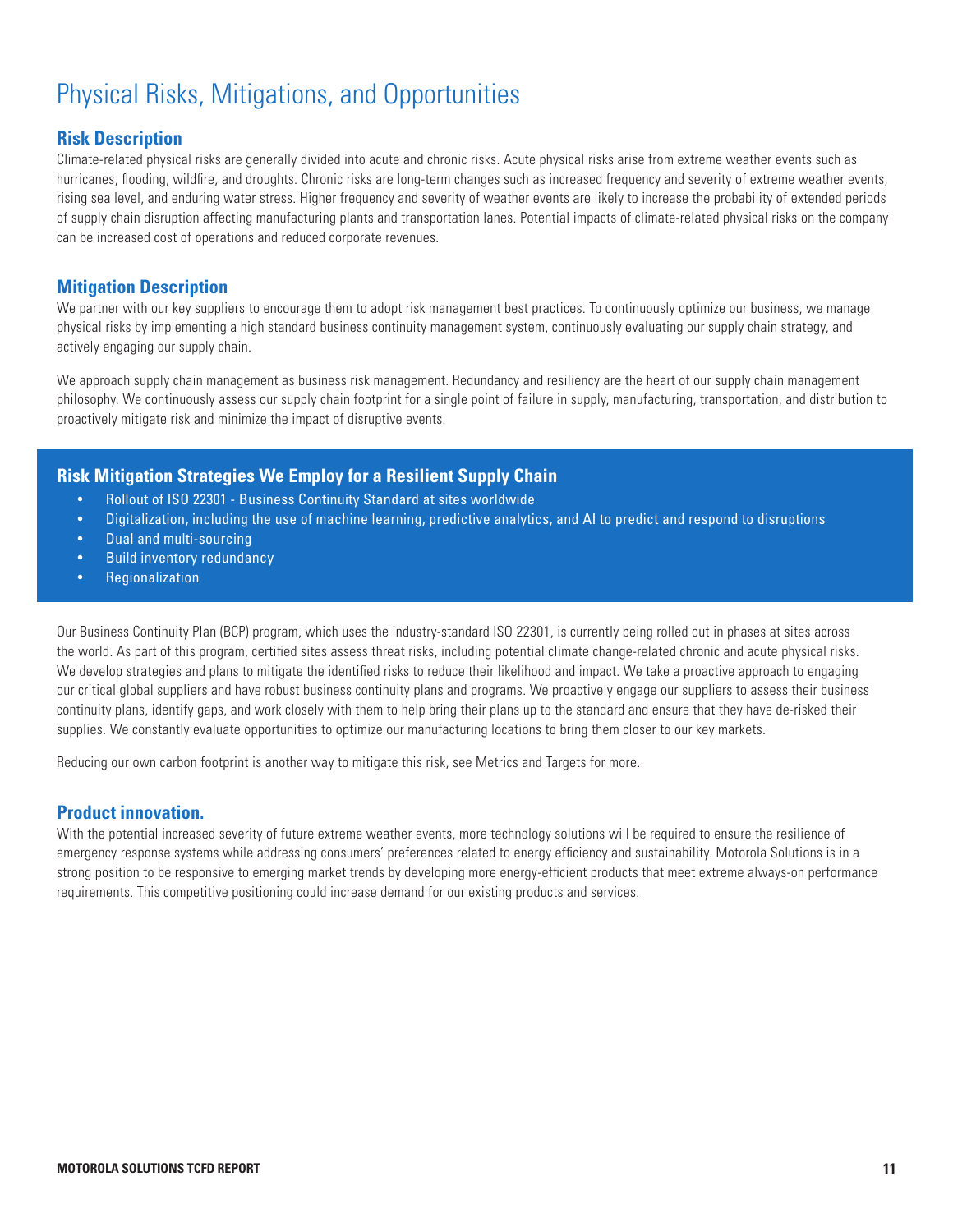# Physical Risks, Mitigations, and Opportunities

## Risk Description

Climate-related physical risks are generally divided into acute and chronic risks. Acute physical risks arise from extreme weather events such as hurricanes, flooding, wildfire, and droughts. Chronic risks are long-term changes such as increased frequency and severity of extreme weather events, rising sea level, and enduring water stress. Higher frequency and severity of weather events are likely to increase the probability of extended periods of supply chain disruption affecting manufacturing plants and transportation lanes. Potential impacts of climate-related physical risks on the company can be increased cost of operations and reduced corporate revenues.

## Mitigation Description

We partner with our key suppliers to encourage them to adopt risk management best practices. To continuously optimize our business, we manage physical risks by implementing a high standard business continuity management system, continuously evaluating our supply chain strategy, and actively engaging our supply chain.

We approach supply chain management as business risk management. Redundancy and resiliency are the heart of our supply chain management philosophy. We continuously assess our supply chain footprint for a single point of failure in supply, manufacturing, transportation, and distribution to proactively mitigate risk and minimize the impact of disruptive events.

### Risk Mitigation Strategies We Employ for a Resilient Supply Chain

- Rollout of ISO 22301 - Business Continuity Standard at sites worldwide
- Digitalization, including the use of machine learning, predictive analytics, and AI to predict and respond to disruptions
- Dual and multi-sourcing
- Build inventory redundancy
- Regionalization

Our Business Continuity Plan (BCP) program, which uses the industry-standard ISO 22301, is currently being rolled out in phases at sites across the world. As part of this program, certified sites assess threat risks, including potential climate change-related chronic and acute physical risks. We develop strategies and plans to mitigate the identified risks to reduce their likelihood and impact. We take a proactive approach to engaging our critical global suppliers and have robust business continuity plans and programs. We proactively engage our suppliers to assess their business continuity plans, identify gaps, and work closely with them to help bring their plans up to the standard and ensure that they have de-risked their supplies. We constantly evaluate opportunities to optimize our manufacturing locations to bring them closer to our key markets.

Reducing our own carbon footprint is another way to mitigate this risk, see Metrics and Targets for more.

## Product innovation.

With the potential increased severity of future extreme weather events, more technology solutions will be required to ensure the resilience of emergency response systems while addressing consumers' preferences related to energy efficiency and sustainability. Motorola Solutions is in a strong position to be responsive to emerging market trends by developing more energy-efficient products that meet extreme always-on performance requirements. This competitive positioning could increase demand for our existing products and services.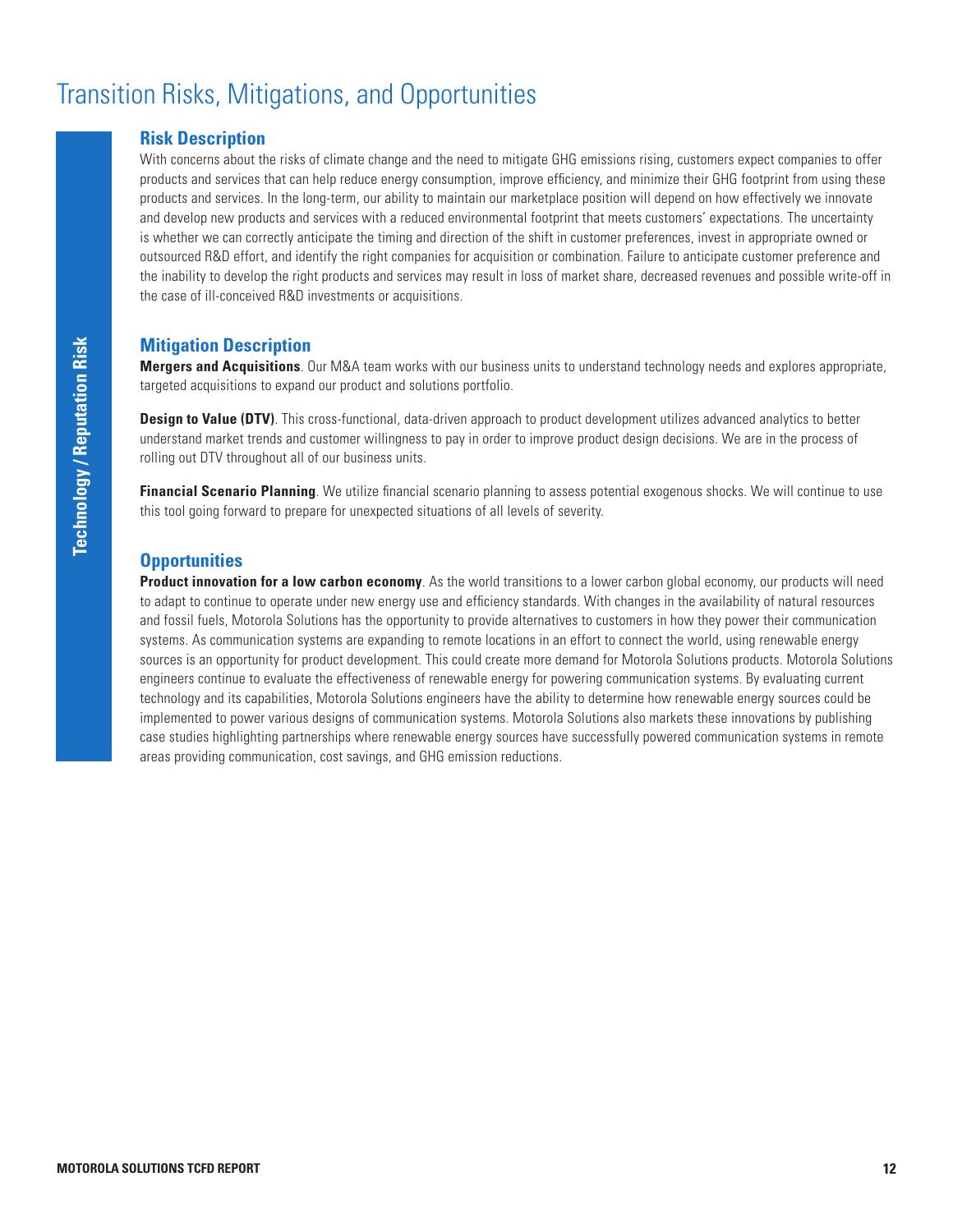# Transition Risks, Mitigations, and Opportunities

**Technology / Reputation Risk**

## Risk Description

With concerns about the risks of climate change and the need to mitigate GHG emissions rising, customers expect companies to offer products and services that can help reduce energy consumption, improve efficiency, and minimize their GHG footprint from using these products and services. In the long-term, our ability to maintain our marketplace position will depend on how effectively we innovate and develop new products and services with a reduced environmental footprint that meets customers' expectations. The uncertainty is whether we can correctly anticipate the timing and direction of the shift in customer preferences, invest in appropriate owned or outsourced R&D effort, and identify the right companies for acquisition or combination. Failure to anticipate customer preference and the inability to develop the right products and services may result in loss of market share, decreased revenues and possible write-off in the case of ill-conceived R&D investments or acquisitions.

## Mitigation Description

**Mergers and Acquisitions**. Our M&A team works with our business units to understand technology needs and explores appropriate, targeted acquisitions to expand our product and solutions portfolio.

**Design to Value (DTV)**. This cross-functional, data-driven approach to product development utilizes advanced analytics to better understand market trends and customer willingness to pay in order to improve product design decisions. We are in the process of rolling out DTV throughout all of our business units.

**Financial Scenario Planning**. We utilize financial scenario planning to assess potential exogenous shocks. We will continue to use this tool going forward to prepare for unexpected situations of all levels of severity.

## Opportunities

**Product innovation for a low carbon economy**. As the world transitions to a lower carbon global economy, our products will need to adapt to continue to operate under new energy use and efficiency standards. With changes in the availability of natural resources and fossil fuels, Motorola Solutions has the opportunity to provide alternatives to customers in how they power their communication systems. As communication systems are expanding to remote locations in an effort to connect the world, using renewable energy sources is an opportunity for product development. This could create more demand for Motorola Solutions products. Motorola Solutions engineers continue to evaluate the effectiveness of renewable energy for powering communication systems. By evaluating current technology and its capabilities, Motorola Solutions engineers have the ability to determine how renewable energy sources could be implemented to power various designs of communication systems. Motorola Solutions also markets these innovations by publishing case studies highlighting partnerships where renewable energy sources have successfully powered communication systems in remote areas providing communication, cost savings, and GHG emission reductions.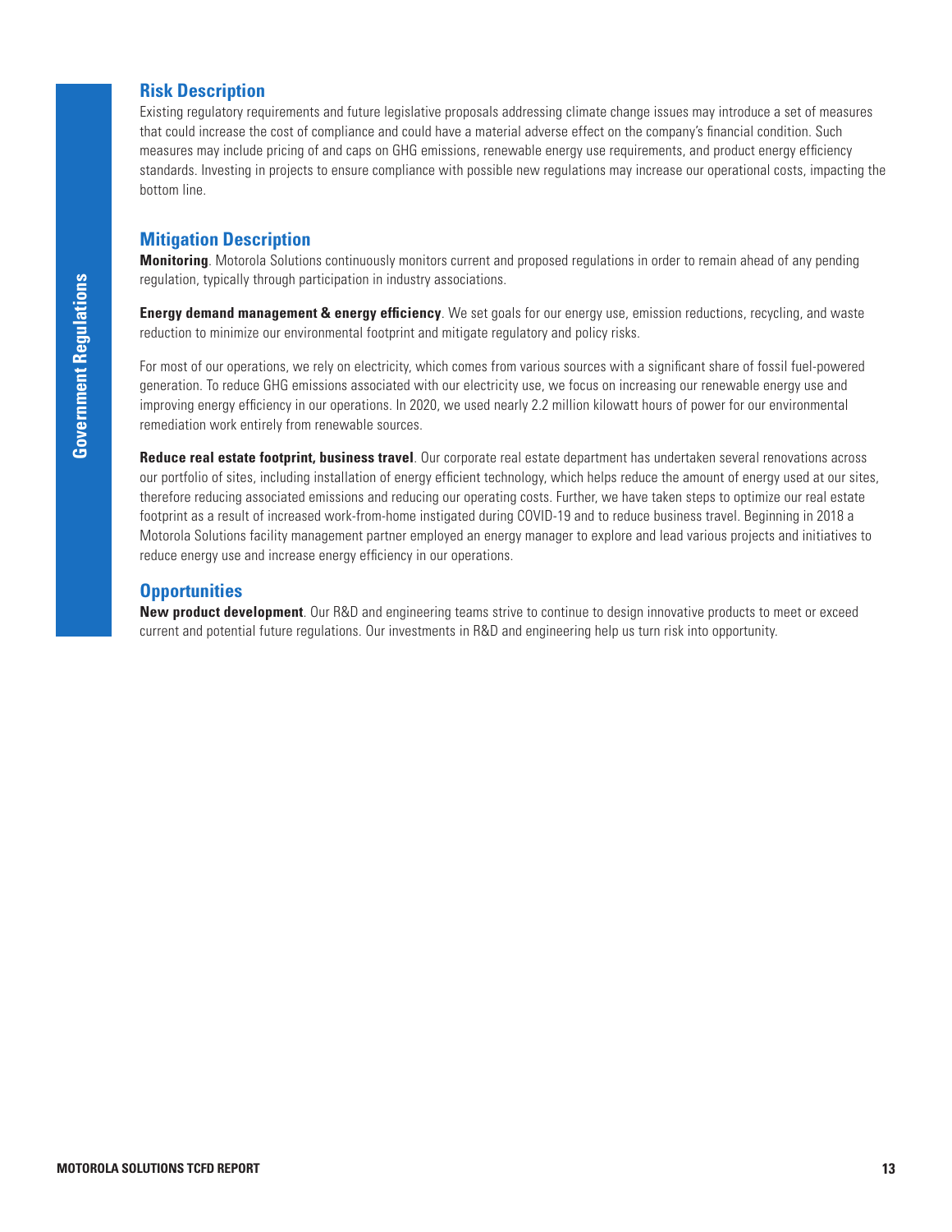## Government Regulations

### Risk Description

Existing regulatory requirements and future legislative proposals addressing climate change issues may introduce a set of measures that could increase the cost of compliance and could have a material adverse effect on the company's financial condition. Such measures may include pricing of and caps on GHG emissions, renewable energy use requirements, and product energy efficiency standards. Investing in projects to ensure compliance with possible new regulations may increase our operational costs, impacting the bottom line.

### Mitigation Description

**Monitoring**. Motorola Solutions continuously monitors current and proposed regulations in order to remain ahead of any pending regulation, typically through participation in industry associations.

**Energy demand management & energy efficiency**. We set goals for our energy use, emission reductions, recycling, and waste reduction to minimize our environmental footprint and mitigate regulatory and policy risks.

For most of our operations, we rely on electricity, which comes from various sources with a significant share of fossil fuel-powered generation. To reduce GHG emissions associated with our electricity use, we focus on increasing our renewable energy use and improving energy efficiency in our operations. In 2020, we used nearly 2.2 million kilowatt hours of power for our environmental remediation work entirely from renewable sources.

**Reduce real estate footprint, business travel**. Our corporate real estate department has undertaken several renovations across our portfolio of sites, including installation of energy efficient technology, which helps reduce the amount of energy used at our sites, therefore reducing associated emissions and reducing our operating costs. Further, we have taken steps to optimize our real estate footprint as a result of increased work-from-home instigated during COVID-19 and to reduce business travel. Beginning in 2018 a Motorola Solutions facility management partner employed an energy manager to explore and lead various projects and initiatives to reduce energy use and increase energy efficiency in our operations.

### Opportunities

**New product development**. Our R&D and engineering teams strive to continue to design innovative products to meet or exceed current and potential future regulations. Our investments in R&D and engineering help us turn risk into opportunity.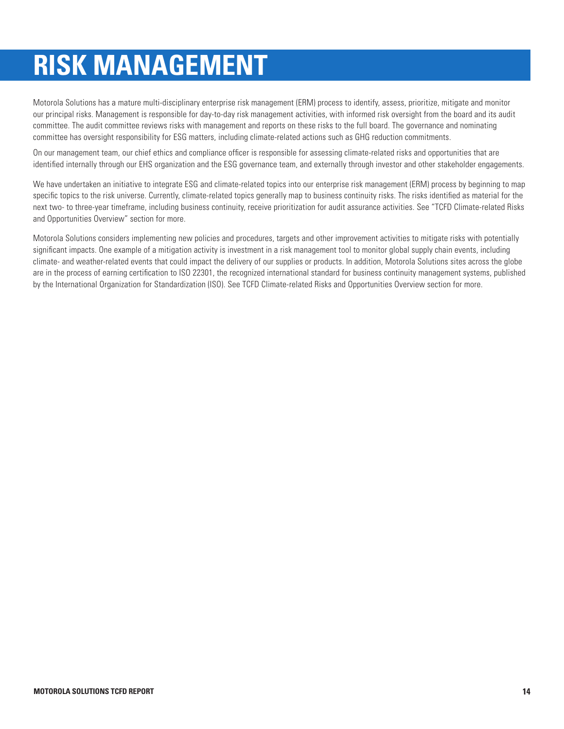# RISK MANAGEMENT

Motorola Solutions has a mature multi-disciplinary enterprise risk management (ERM) process to identify, assess, prioritize, mitigate and monitor our principal risks. Management is responsible for day-to-day risk management activities, with informed risk oversight from the board and its audit committee. The audit committee reviews risks with management and reports on these risks to the full board. The governance and nominating committee has oversight responsibility for ESG matters, including climate-related actions such as GHG reduction commitments.

On our management team, our chief ethics and compliance officer is responsible for assessing climate-related risks and opportunities that are identified internally through our EHS organization and the ESG governance team, and externally through investor and other stakeholder engagements.

We have undertaken an initiative to integrate ESG and climate-related topics into our enterprise risk management (ERM) process by beginning to map specific topics to the risk universe. Currently, climate-related topics generally map to business continuity risks. The risks identified as material for the next two- to three-year timeframe, including business continuity, receive prioritization for audit assurance activities. See "TCFD Climate-related Risks and Opportunities Overview" section for more.

Motorola Solutions considers implementing new policies and procedures, targets and other improvement activities to mitigate risks with potentially significant impacts. One example of a mitigation activity is investment in a risk management tool to monitor global supply chain events, including climate- and weather-related events that could impact the delivery of our supplies or products. In addition, Motorola Solutions sites across the globe are in the process of earning certification to ISO 22301, the recognized international standard for business continuity management systems, published by the International Organization for Standardization (ISO). See TCFD Climate-related Risks and Opportunities Overview section for more.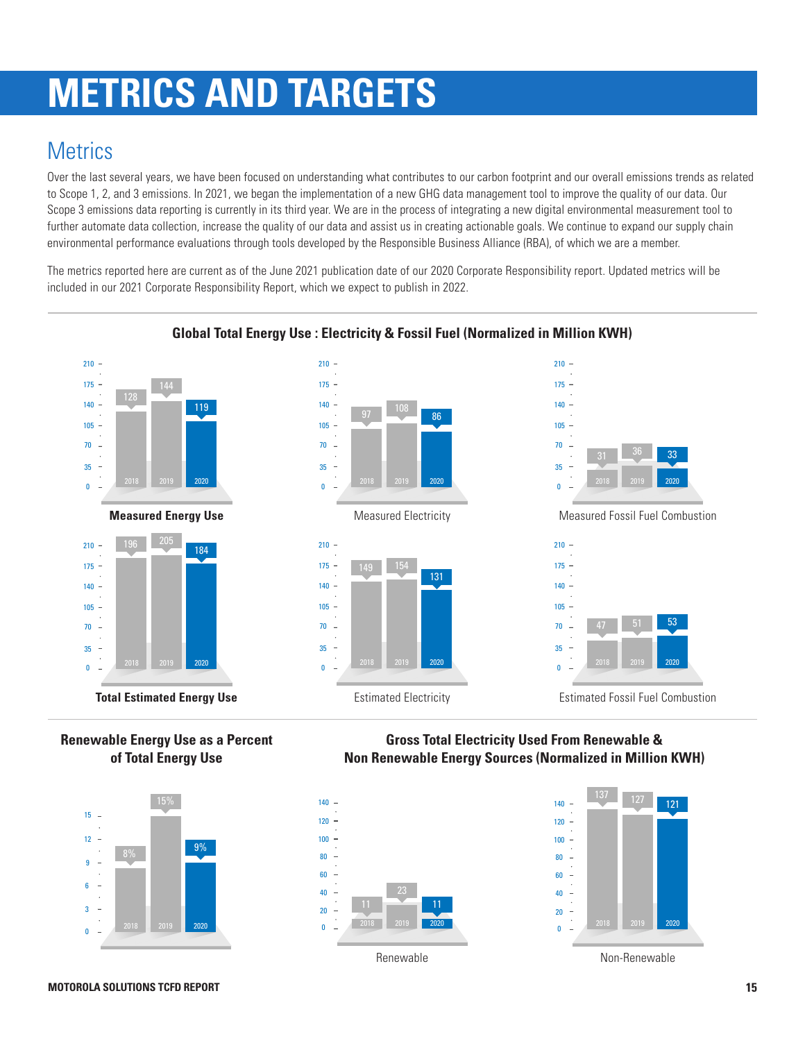# METRICS AND TARGETS

## Metrics

Over the last several years, we have been focused on understanding what contributes to our carbon footprint and our overall emissions trends as related to Scope 1, 2, and 3 emissions. In 2021, we began the implementation of a new GHG data management tool to improve the quality of our data. Our Scope 3 emissions data reporting is currently in its third year. We are in the process of integrating a new digital environmental measurement tool to further automate data collection, increase the quality of our data and assist us in creating actionable goals. We continue to expand our supply chain environmental performance evaluations through tools developed by the Responsible Business Alliance (RBA), of which we are a member.

The metrics reported here are current as of the June 2021 publication date of our 2020 Corporate Responsibility report. Updated metrics will be included in our 2021 Corporate Responsibility Report, which we expect to publish in 2022.

### Global Total Energy Use : Electricity & Fossil Fuel (Normalized in Million KWH)

| | 2018 | 2019 | 2020 |
|---|---|---|---|
| **Measured Energy Use** | 128 | 144 | 119 |
| Measured Electricity | 97 | 108 | 86 |
| Measured Fossil Fuel Combustion | 31 | 36 | 33 |
| **Total Estimated Energy Use** | 196 | 205 | 184 |
| Estimated Electricity | 149 | 154 | 131 |
| Estimated Fossil Fuel Combustion | 47 | 51 | 53 |

### Renewable Energy Use as a Percent of Total Energy Use

| 2018 | 2019 | 2020 |
|---|---|---|
| 8% | 15% | 9% |

### Gross Total Electricity Used From Renewable & Non Renewable Energy Sources (Normalized in Million KWH)

| | 2018 | 2019 | 2020 |
|---|---|---|---|
| Renewable | 11 | 23 | 11 |
| Non-Renewable | 137 | 127 | 121 |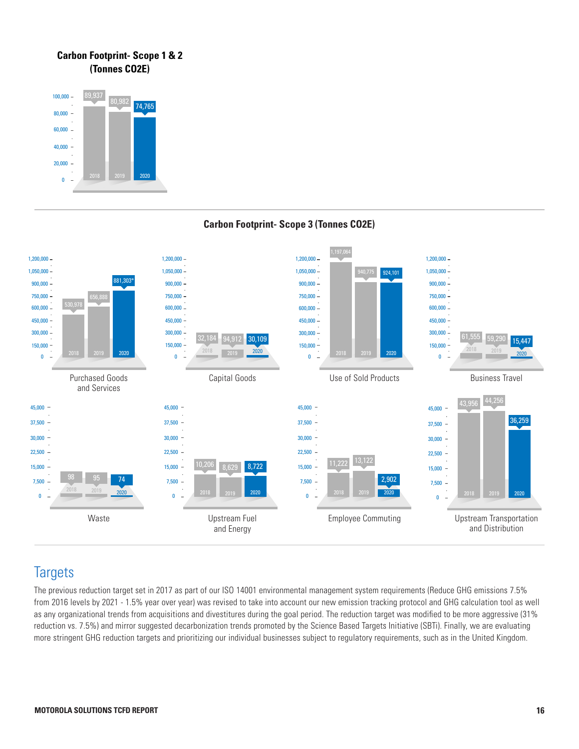**Carbon Footprint- Scope 1 & 2 (Tonnes CO2E)**

| Year | Tonnes CO2E |
|---|---|
| 2018 | 89,937 |
| 2019 | 80,982 |
| 2020 | 74,765 |

**Carbon Footprint- Scope 3 (Tonnes CO2E)**

| Category | 2018 | 2019 | 2020 |
|---|---|---|---|
| Purchased Goods and Services | 530,978 | 656,888 | 881,303* |
| Capital Goods | 32,184 | 94,912 | 30,109 |
| Use of Sold Products | 1,197,064 | 940,775 | 924,101 |
| Business Travel | 61,555 | 59,290 | 15,447 |
| Waste | 98 | 95 | 74 |
| Upstream Fuel and Energy | 10,206 | 8,629 | 8,722 |
| Employee Commuting | 11,222 | 13,122 | 2,902 |
| Upstream Transportation and Distribution | 43,956 | 44,256 | 36,259 |

## Targets

The previous reduction target set in 2017 as part of our ISO 14001 environmental management system requirements (Reduce GHG emissions 7.5% from 2016 levels by 2021 - 1.5% year over year) was revised to take into account our new emission tracking protocol and GHG calculation tool as well as any organizational trends from acquisitions and divestitures during the goal period. The reduction target was modified to be more aggressive (31% reduction vs. 7.5%) and mirror suggested decarbonization trends promoted by the Science Based Targets Initiative (SBTi). Finally, we are evaluating more stringent GHG reduction targets and prioritizing our individual businesses subject to regulatory requirements, such as in the United Kingdom.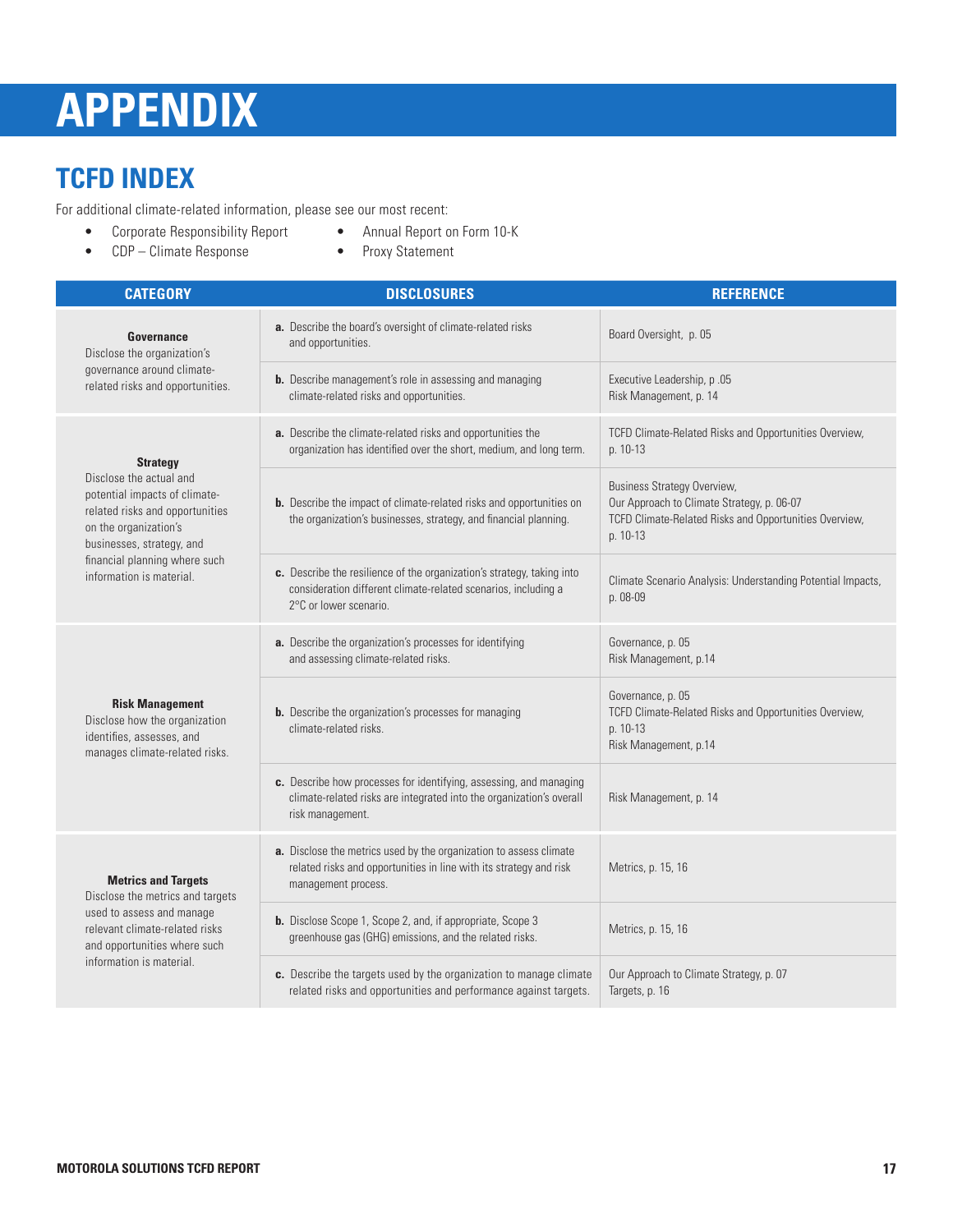# APPENDIX

## TCFD INDEX

For additional climate-related information, please see our most recent:

- Corporate Responsibility Report
- CDP – Climate Response
- Annual Report on Form 10-K
- Proxy Statement

| CATEGORY | DISCLOSURES | REFERENCE |
|---|---|---|
| **Governance**<br>Disclose the organization's governance around climate-related risks and opportunities. | **a.** Describe the board's oversight of climate-related risks and opportunities. | Board Oversight, p. 05 |
| | **b.** Describe management's role in assessing and managing climate-related risks and opportunities. | Executive Leadership, p .05<br>Risk Management, p. 14 |
| **Strategy**<br>Disclose the actual and potential impacts of climate-related risks and opportunities on the organization's businesses, strategy, and financial planning where such information is material. | **a.** Describe the climate-related risks and opportunities the organization has identified over the short, medium, and long term. | TCFD Climate-Related Risks and Opportunities Overview, p. 10-13 |
| | **b.** Describe the impact of climate-related risks and opportunities on the organization's businesses, strategy, and financial planning. | Business Strategy Overview,<br>Our Approach to Climate Strategy, p. 06-07<br>TCFD Climate-Related Risks and Opportunities Overview, p. 10-13 |
| | **c.** Describe the resilience of the organization's strategy, taking into consideration different climate-related scenarios, including a 2°C or lower scenario. | Climate Scenario Analysis: Understanding Potential Impacts, p. 08-09 |
| **Risk Management**<br>Disclose how the organization identifies, assesses, and manages climate-related risks. | **a.** Describe the organization's processes for identifying and assessing climate-related risks. | Governance, p. 05<br>Risk Management, p.14 |
| | **b.** Describe the organization's processes for managing climate-related risks. | Governance, p. 05<br>TCFD Climate-Related Risks and Opportunities Overview, p. 10-13<br>Risk Management, p.14 |
| | **c.** Describe how processes for identifying, assessing, and managing climate-related risks are integrated into the organization's overall risk management. | Risk Management, p. 14 |
| **Metrics and Targets**<br>Disclose the metrics and targets used to assess and manage relevant climate-related risks and opportunities where such information is material. | **a.** Disclose the metrics used by the organization to assess climate related risks and opportunities in line with its strategy and risk management process. | Metrics, p. 15, 16 |
| | **b.** Disclose Scope 1, Scope 2, and, if appropriate, Scope 3 greenhouse gas (GHG) emissions, and the related risks. | Metrics, p. 15, 16 |
| | **c.** Describe the targets used by the organization to manage climate related risks and opportunities and performance against targets. | Our Approach to Climate Strategy, p. 07<br>Targets, p. 16 |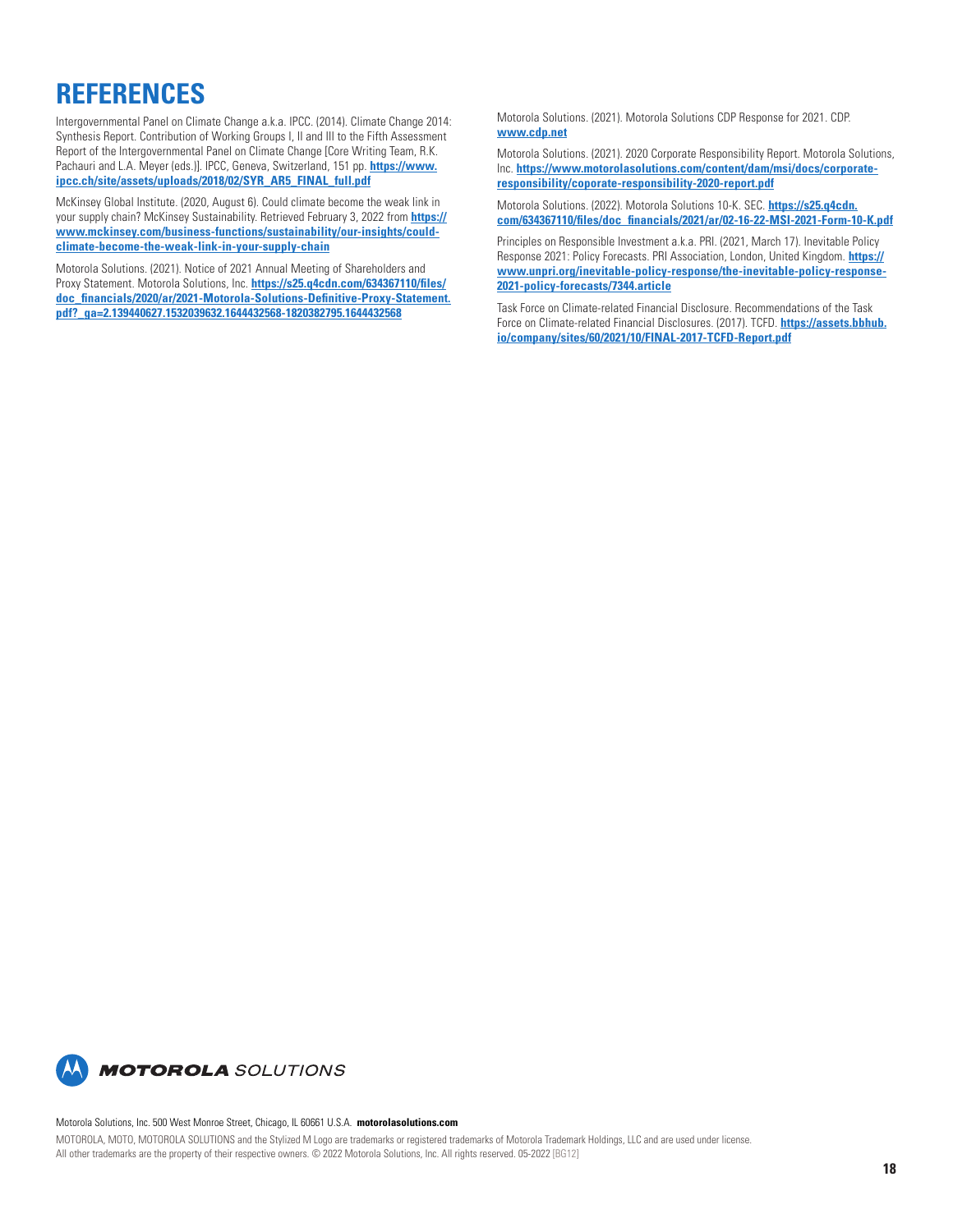# REFERENCES

Intergovernmental Panel on Climate Change a.k.a. IPCC. (2014). Climate Change 2014: Synthesis Report. Contribution of Working Groups I, II and III to the Fifth Assessment Report of the Intergovernmental Panel on Climate Change [Core Writing Team, R.K. Pachauri and L.A. Meyer (eds.)]. IPCC, Geneva, Switzerland, 151 pp. **https://www.ipcc.ch/site/assets/uploads/2018/02/SYR_AR5_FINAL_full.pdf**

McKinsey Global Institute. (2020, August 6). Could climate become the weak link in your supply chain? McKinsey Sustainability. Retrieved February 3, 2022 from **https://www.mckinsey.com/business-functions/sustainability/our-insights/could-climate-become-the-weak-link-in-your-supply-chain**

Motorola Solutions. (2021). Notice of 2021 Annual Meeting of Shareholders and Proxy Statement. Motorola Solutions, Inc. **https://s25.q4cdn.com/634367110/files/doc_financials/2020/ar/2021-Motorola-Solutions-Definitive-Proxy-Statement.pdf?_ga=2.139440627.1532039632.1644432568-1820382795.1644432568**

Motorola Solutions. (2021). Motorola Solutions CDP Response for 2021. CDP. **www.cdp.net**

Motorola Solutions. (2021). 2020 Corporate Responsibility Report. Motorola Solutions, Inc. **https://www.motorolasolutions.com/content/dam/msi/docs/corporate-responsibility/coporate-responsibility-2020-report.pdf**

Motorola Solutions. (2022). Motorola Solutions 10-K. SEC. **https://s25.q4cdn.com/634367110/files/doc_financials/2021/ar/02-16-22-MSI-2021-Form-10-K.pdf**

Principles on Responsible Investment a.k.a. PRI. (2021, March 17). Inevitable Policy Response 2021: Policy Forecasts. PRI Association, London, United Kingdom. **https://www.unpri.org/inevitable-policy-response/the-inevitable-policy-response-2021-policy-forecasts/7344.article**

Task Force on Climate-related Financial Disclosure. Recommendations of the Task Force on Climate-related Financial Disclosures. (2017). TCFD. **https://assets.bbhub.io/company/sites/60/2021/10/FINAL-2017-TCFD-Report.pdf**

**MOTOROLA** SOLUTIONS

Motorola Solutions, Inc. 500 West Monroe Street, Chicago, IL 60661 U.S.A. **motorolasolutions.com**

MOTOROLA, MOTO, MOTOROLA SOLUTIONS and the Stylized M Logo are trademarks or registered trademarks of Motorola Trademark Holdings, LLC and are used under license. All other trademarks are the property of their respective owners. © 2022 Motorola Solutions, Inc. All rights reserved. 05-2022 [BG12]